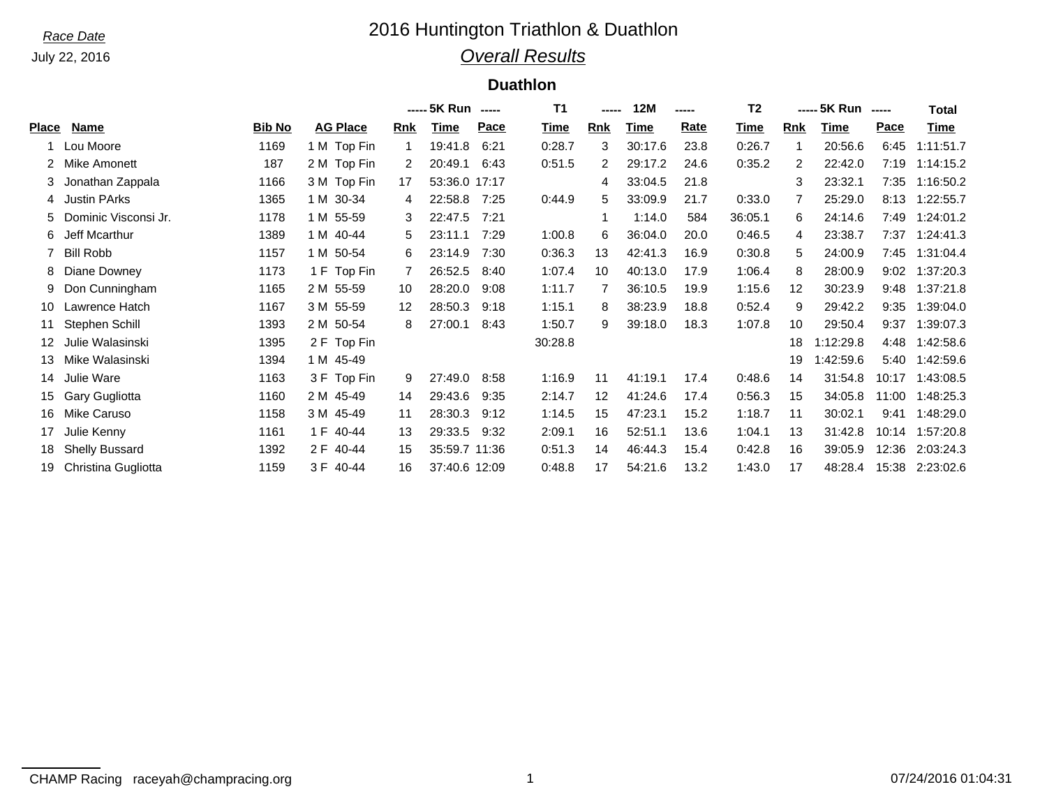*Race Date*

July 22, 2016

# 2016 Huntington Triathlon & Duathlon

## *Overall Results*

### Duathlon

| | | | | ----- 5K Run | ----- | | T1 | ----- 12M | ----- | | T2 | ----- 5K Run | ----- | | Total |
|---|---|---|---|---|---|---|---|---|---|---|---|---|---|---|---|
| **Place** | **Name** | **Bib No** | **AG Place** | **Rnk** | **Time** | **Pace** | **Time** | **Rnk** | **Time** | **Rate** | **Time** | **Rnk** | **Time** | **Pace** | **Time** |
| 1 | Lou Moore | 1169 | 1 M Top Fin | 1 | 19:41.8 | 6:21 | 0:28.7 | 3 | 30:17.6 | 23.8 | 0:26.7 | 1 | 20:56.6 | 6:45 | 1:11:51.7 |
| 2 | Mike Amonett | 187 | 2 M Top Fin | 2 | 20:49.1 | 6:43 | 0:51.5 | 2 | 29:17.2 | 24.6 | 0:35.2 | 2 | 22:42.0 | 7:19 | 1:14:15.2 |
| 3 | Jonathan Zappala | 1166 | 3 M Top Fin | 17 | 53:36.0 | 17:17 | | 4 | 33:04.5 | 21.8 | | 3 | 23:32.1 | 7:35 | 1:16:50.2 |
| 4 | Justin PArks | 1365 | 1 M 30-34 | 4 | 22:58.8 | 7:25 | 0:44.9 | 5 | 33:09.9 | 21.7 | 0:33.0 | 7 | 25:29.0 | 8:13 | 1:22:55.7 |
| 5 | Dominic Visconsi Jr. | 1178 | 1 M 55-59 | 3 | 22:47.5 | 7:21 | | 1 | 1:14.0 | 584 | 36:05.1 | 6 | 24:14.6 | 7:49 | 1:24:01.2 |
| 6 | Jeff Mcarthur | 1389 | 1 M 40-44 | 5 | 23:11.1 | 7:29 | 1:00.8 | 6 | 36:04.0 | 20.0 | 0:46.5 | 4 | 23:38.7 | 7:37 | 1:24:41.3 |
| 7 | Bill Robb | 1157 | 1 M 50-54 | 6 | 23:14.9 | 7:30 | 0:36.3 | 13 | 42:41.3 | 16.9 | 0:30.8 | 5 | 24:00.9 | 7:45 | 1:31:04.4 |
| 8 | Diane Downey | 1173 | 1 F Top Fin | 7 | 26:52.5 | 8:40 | 1:07.4 | 10 | 40:13.0 | 17.9 | 1:06.4 | 8 | 28:00.9 | 9:02 | 1:37:20.3 |
| 9 | Don Cunningham | 1165 | 2 M 55-59 | 10 | 28:20.0 | 9:08 | 1:11.7 | 7 | 36:10.5 | 19.9 | 1:15.6 | 12 | 30:23.9 | 9:48 | 1:37:21.8 |
| 10 | Lawrence Hatch | 1167 | 3 M 55-59 | 12 | 28:50.3 | 9:18 | 1:15.1 | 8 | 38:23.9 | 18.8 | 0:52.4 | 9 | 29:42.2 | 9:35 | 1:39:04.0 |
| 11 | Stephen Schill | 1393 | 2 M 50-54 | 8 | 27:00.1 | 8:43 | 1:50.7 | 9 | 39:18.0 | 18.3 | 1:07.8 | 10 | 29:50.4 | 9:37 | 1:39:07.3 |
| 12 | Julie Walasinski | 1395 | 2 F Top Fin | | | | 30:28.8 | | | | | 18 | 1:12:29.8 | 4:48 | 1:42:58.6 |
| 13 | Mike Walasinski | 1394 | 1 M 45-49 | | | | | | | | | 19 | 1:42:59.6 | 5:40 | 1:42:59.6 |
| 14 | Julie Ware | 1163 | 3 F Top Fin | 9 | 27:49.0 | 8:58 | 1:16.9 | 11 | 41:19.1 | 17.4 | 0:48.6 | 14 | 31:54.8 | 10:17 | 1:43:08.5 |
| 15 | Gary Gugliotta | 1160 | 2 M 45-49 | 14 | 29:43.6 | 9:35 | 2:14.7 | 12 | 41:24.6 | 17.4 | 0:56.3 | 15 | 34:05.8 | 11:00 | 1:48:25.3 |
| 16 | Mike Caruso | 1158 | 3 M 45-49 | 11 | 28:30.3 | 9:12 | 1:14.5 | 15 | 47:23.1 | 15.2 | 1:18.7 | 11 | 30:02.1 | 9:41 | 1:48:29.0 |
| 17 | Julie Kenny | 1161 | 1 F 40-44 | 13 | 29:33.5 | 9:32 | 2:09.1 | 16 | 52:51.1 | 13.6 | 1:04.1 | 13 | 31:42.8 | 10:14 | 1:57:20.8 |
| 18 | Shelly Bussard | 1392 | 2 F 40-44 | 15 | 35:59.7 | 11:36 | 0:51.3 | 14 | 46:44.3 | 15.4 | 0:42.8 | 16 | 39:05.9 | 12:36 | 2:03:24.3 |
| 19 | Christina Gugliotta | 1159 | 3 F 40-44 | 16 | 37:40.6 | 12:09 | 0:48.8 | 17 | 54:21.6 | 13.2 | 1:43.0 | 17 | 48:28.4 | 15:38 | 2:23:02.6 |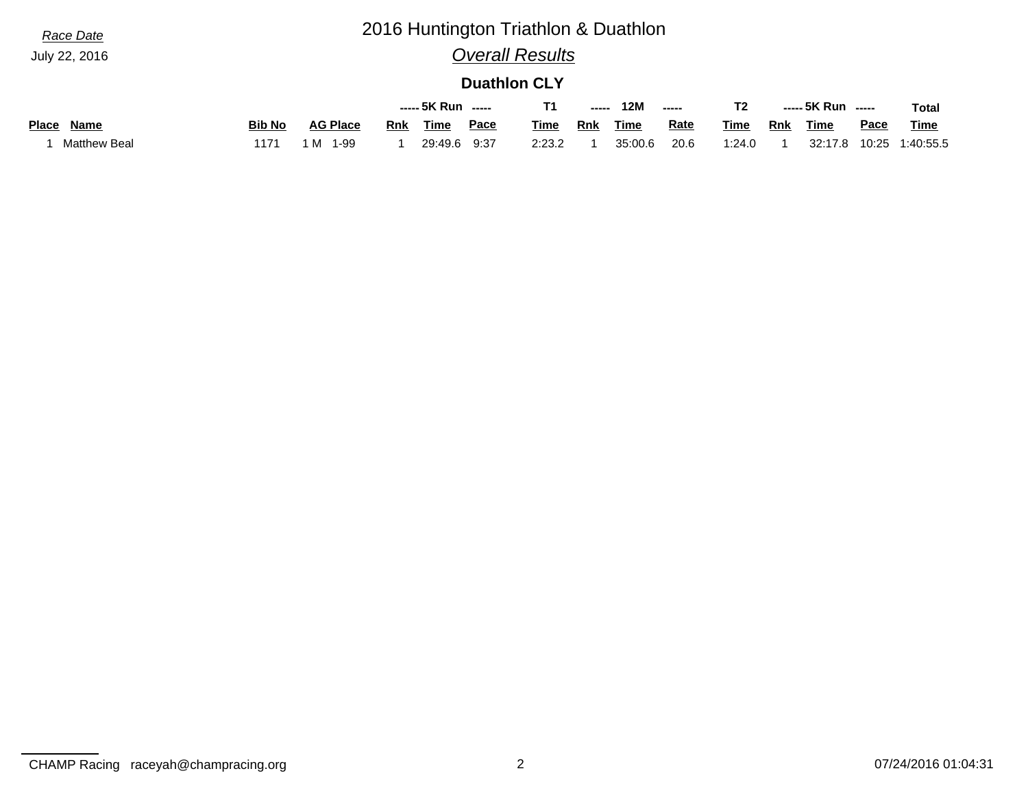*Race Date*

July 22, 2016

# 2016 Huntington Triathlon & Duathlon

## *Overall Results*

### Duathlon CLY

| | | | | 5K Run | | | T1 | 12M | | | T2 | 5K Run | | | Total |
|---|---|---|---|---|---|---|---|---|---|---|---|---|---|---|---|
| **Place** | **Name** | **Bib No** | **AG Place** | **Rnk** | **Time** | **Pace** | **Time** | **Rnk** | **Time** | **Rate** | **Time** | **Rnk** | **Time** | **Pace** | **Time** |
| 1 | Matthew Beal | 1171 | 1 M 1-99 | 1 | 29:49.6 | 9:37 | 2:23.2 | 1 | 35:00.6 | 20.6 | 1:24.0 | 1 | 32:17.8 | 10:25 | 1:40:55.5 |

CHAMP Racing raceyah@champracing.org

07/24/2016 01:04:31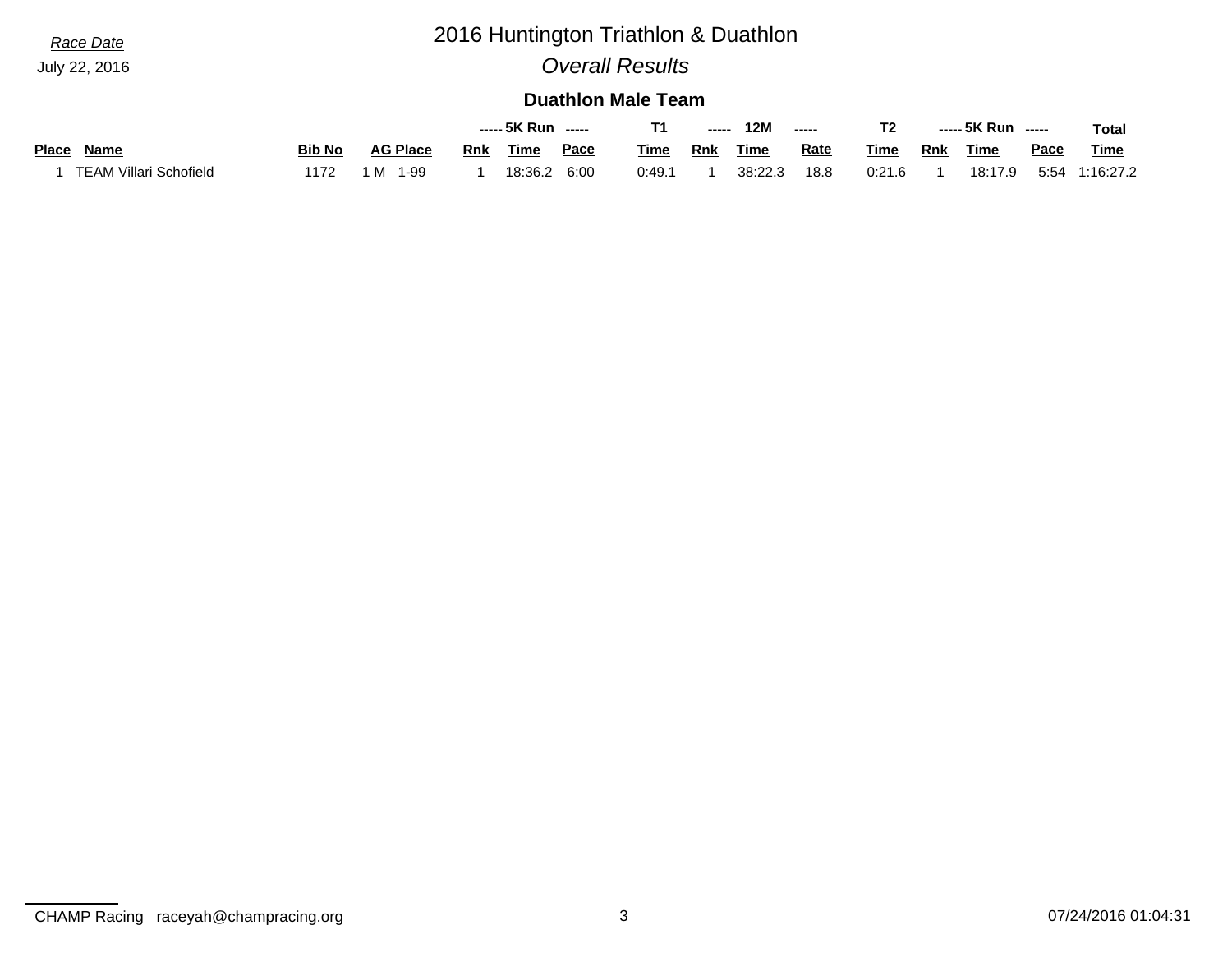*Race Date*

July 22, 2016

# 2016 Huntington Triathlon & Duathlon

## *Overall Results*

### Duathlon Male Team

| | | | | 5K Run | | | T1 | 12M | | | T2 | 5K Run | | | Total |
|---|---|---|---|---|---|---|---|---|---|---|---|---|---|---|---|
| **Place** | **Name** | **Bib No** | **AG Place** | **Rnk** | **Time** | **Pace** | **Time** | **Rnk** | **Time** | **Rate** | **Time** | **Rnk** | **Time** | **Pace** | **Time** |
| 1 | TEAM Villari Schofield | 1172 | 1 M 1-99 | 1 | 18:36.2 | 6:00 | 0:49.1 | 1 | 38:22.3 | 18.8 | 0:21.6 | 1 | 18:17.9 | 5:54 | 1:16:27.2 |

CHAMP Racing raceyah@champracing.org

07/24/2016 01:04:31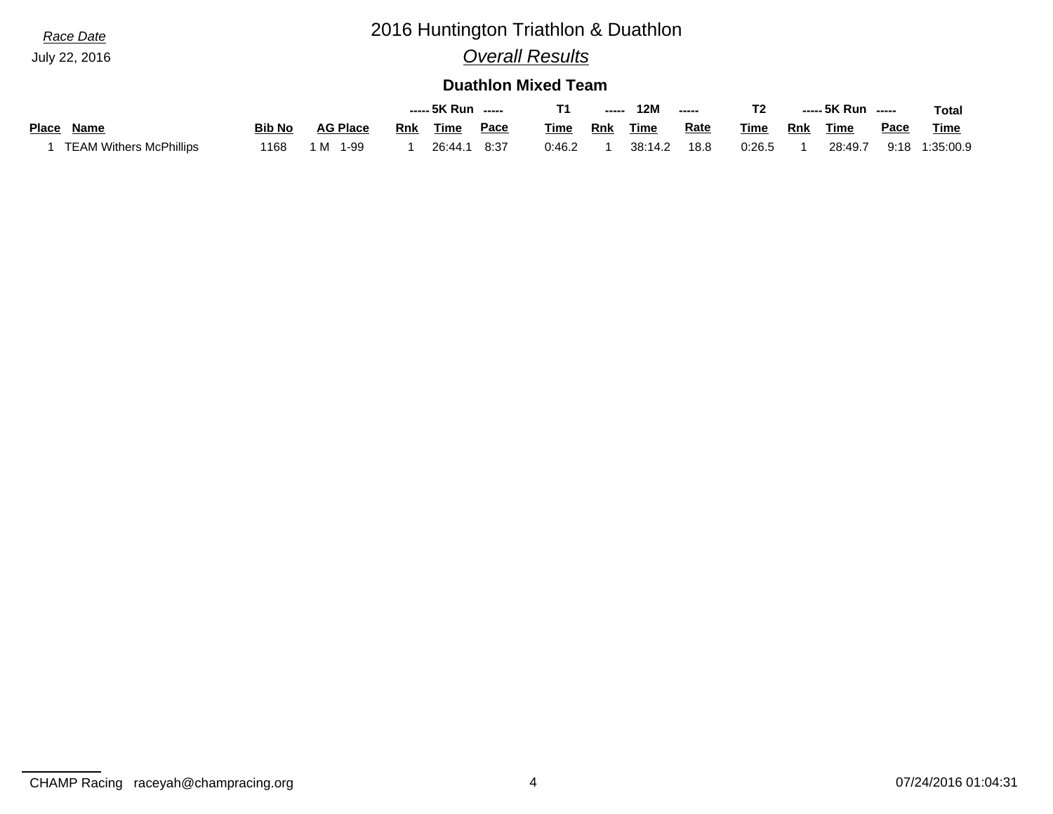*Race Date*

July 22, 2016

# 2016 Huntington Triathlon & Duathlon

## *Overall Results*

### Duathlon Mixed Team

| | | | | ----- 5K Run ----- | | | T1 | ----- 12M ----- | | | T2 | ----- 5K Run ----- | | | Total |
|---|---|---|---|---|---|---|---|---|---|---|---|---|---|---|---|
| **Place** | **Name** | **Bib No** | **AG Place** | **Rnk** | **Time** | **Pace** | **Time** | **Rnk** | **Time** | **Rate** | **Time** | **Rnk** | **Time** | **Pace** | **Time** |
| 1 | TEAM Withers McPhillips | 1168 | 1 M 1-99 | 1 | 26:44.1 | 8:37 | 0:46.2 | 1 | 38:14.2 | 18.8 | 0:26.5 | 1 | 28:49.7 | 9:18 | 1:35:00.9 |

CHAMP Racing raceyah@champracing.org

07/24/2016 01:04:31